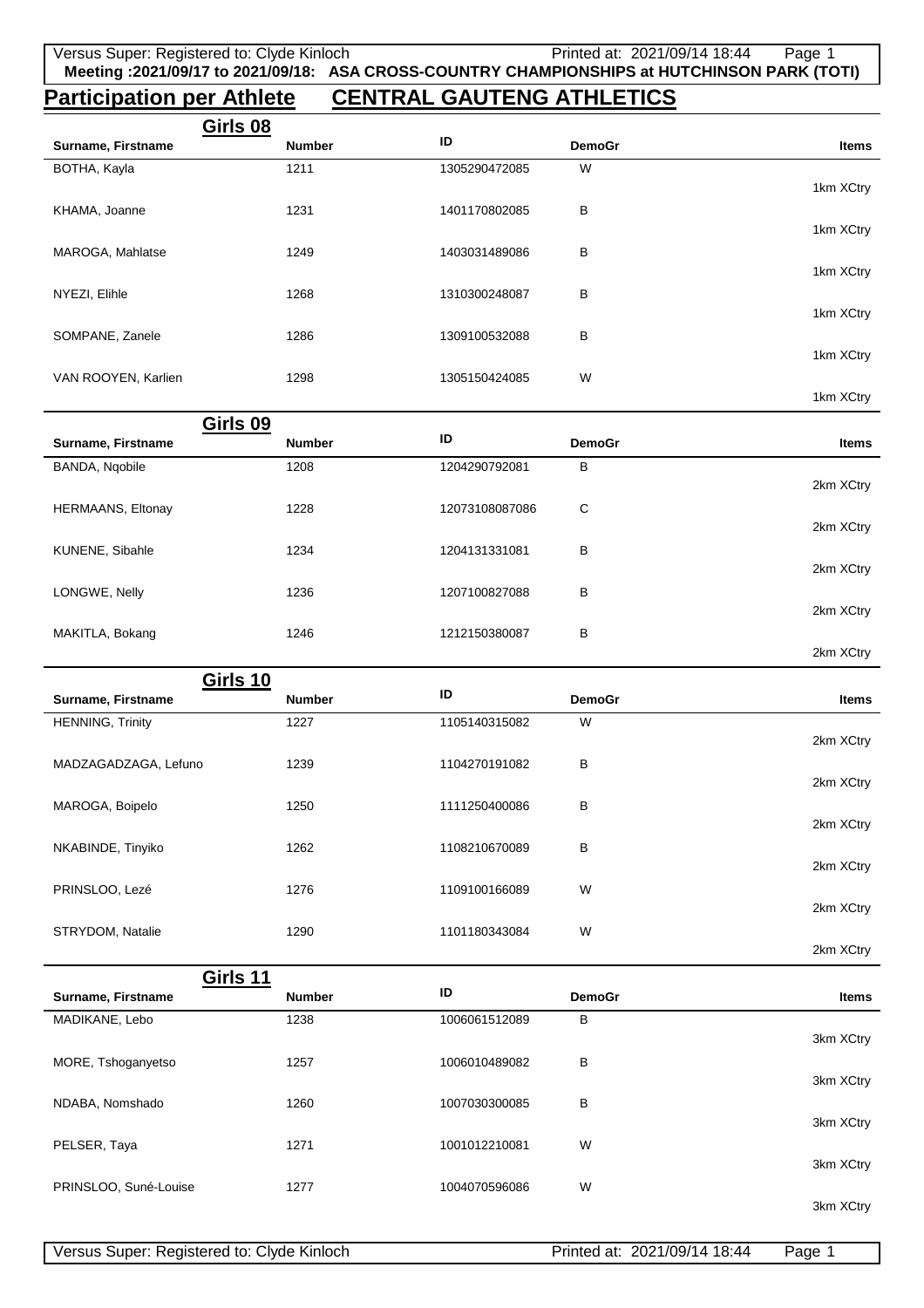**Meeting :2021/09/17 to 2021/09/18: ASA CROSS-COUNTRY CHAMPIONSHIPS at HUTCHINSON PARK (TOTI)**

# Participation per Athlete — CENTRAL GAUTENG ATHLETICS

## Girls 08

| Surname, Firstname | Number | ID | DemoGr | Items |
|---|---|---|---|---|
| BOTHA, Kayla | 1211 | 1305290472085 | W | 1km XCtry |
| KHAMA, Joanne | 1231 | 1401170802085 | B | 1km XCtry |
| MAROGA, Mahlatse | 1249 | 1403031489086 | B | 1km XCtry |
| NYEZI, Elihle | 1268 | 1310300248087 | B | 1km XCtry |
| SOMPANE, Zanele | 1286 | 1309100532088 | B | 1km XCtry |
| VAN ROOYEN, Karlien | 1298 | 1305150424085 | W | 1km XCtry |

## Girls 09

| Surname, Firstname | Number | ID | DemoGr | Items |
|---|---|---|---|---|
| BANDA, Nqobile | 1208 | 1204290792081 | B | 2km XCtry |
| HERMAANS, Eltonay | 1228 | 12073108087086 | C | 2km XCtry |
| KUNENE, Sibahle | 1234 | 1204131331081 | B | 2km XCtry |
| LONGWE, Nelly | 1236 | 1207100827088 | B | 2km XCtry |
| MAKITLA, Bokang | 1246 | 1212150380087 | B | 2km XCtry |

## Girls 10

| Surname, Firstname | Number | ID | DemoGr | Items |
|---|---|---|---|---|
| HENNING, Trinity | 1227 | 1105140315082 | W | 2km XCtry |
| MADZAGADZAGA, Lefuno | 1239 | 1104270191082 | B | 2km XCtry |
| MAROGA, Boipelo | 1250 | 1111250400086 | B | 2km XCtry |
| NKABINDE, Tinyiko | 1262 | 1108210670089 | B | 2km XCtry |
| PRINSLOO, Lezé | 1276 | 1109100166089 | W | 2km XCtry |
| STRYDOM, Natalie | 1290 | 1101180343084 | W | 2km XCtry |

## Girls 11

| Surname, Firstname | Number | ID | DemoGr | Items |
|---|---|---|---|---|
| MADIKANE, Lebo | 1238 | 1006061512089 | B | 3km XCtry |
| MORE, Tshoganyetso | 1257 | 1006010489082 | B | 3km XCtry |
| NDABA, Nomshado | 1260 | 1007030300085 | B | 3km XCtry |
| PELSER, Taya | 1271 | 1001012210081 | W | 3km XCtry |
| PRINSLOO, Suné-Louise | 1277 | 1004070596086 | W | 3km XCtry |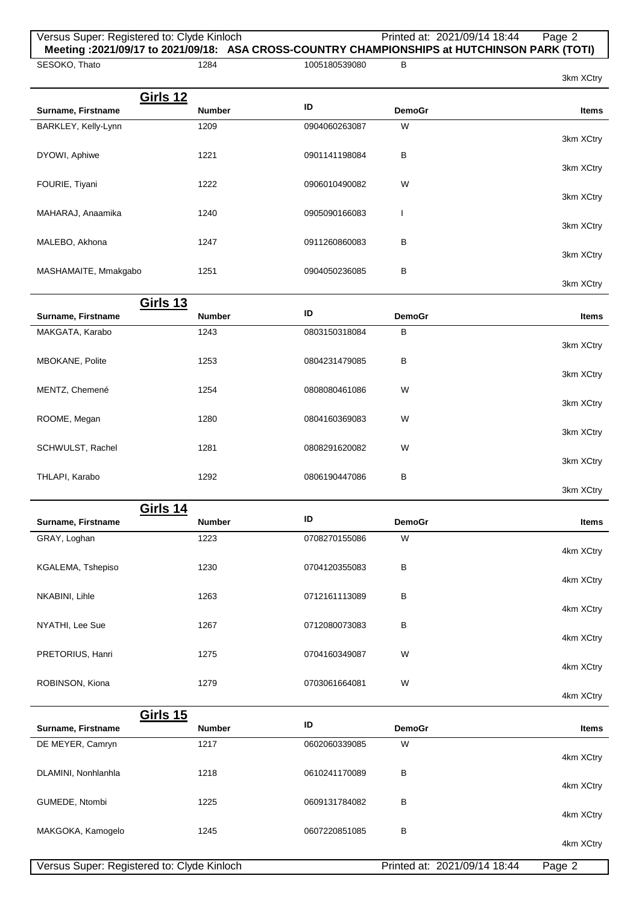| Surname, Firstname | Number | ID | DemoGr | Items |
|---|---|---|---|---|
| SESOKO, Thato | 1284 | 1005180539080 | B | 3km XCtry |

## Girls 12

| Surname, Firstname | Number | ID | DemoGr | Items |
|---|---|---|---|---|
| BARKLEY, Kelly-Lynn | 1209 | 0904060263087 | W | 3km XCtry |
| DYOWI, Aphiwe | 1221 | 0901141198084 | B | 3km XCtry |
| FOURIE, Tiyani | 1222 | 0906010490082 | W | 3km XCtry |
| MAHARAJ, Anaamika | 1240 | 0905090166083 | I | 3km XCtry |
| MALEBO, Akhona | 1247 | 0911260860083 | B | 3km XCtry |
| MASHAMAITE, Mmakgabo | 1251 | 0904050236085 | B | 3km XCtry |

## Girls 13

| Surname, Firstname | Number | ID | DemoGr | Items |
|---|---|---|---|---|
| MAKGATA, Karabo | 1243 | 0803150318084 | B | 3km XCtry |
| MBOKANE, Polite | 1253 | 0804231479085 | B | 3km XCtry |
| MENTZ, Chemené | 1254 | 0808080461086 | W | 3km XCtry |
| ROOME, Megan | 1280 | 0804160369083 | W | 3km XCtry |
| SCHWULST, Rachel | 1281 | 0808291620082 | W | 3km XCtry |
| THLAPI, Karabo | 1292 | 0806190447086 | B | 3km XCtry |

## Girls 14

| Surname, Firstname | Number | ID | DemoGr | Items |
|---|---|---|---|---|
| GRAY, Loghan | 1223 | 0708270155086 | W | 4km XCtry |
| KGALEMA, Tshepiso | 1230 | 0704120355083 | B | 4km XCtry |
| NKABINI, Lihle | 1263 | 0712161113089 | B | 4km XCtry |
| NYATHI, Lee Sue | 1267 | 0712080073083 | B | 4km XCtry |
| PRETORIUS, Hanri | 1275 | 0704160349087 | W | 4km XCtry |
| ROBINSON, Kiona | 1279 | 0703061664081 | W | 4km XCtry |

## Girls 15

| Surname, Firstname | Number | ID | DemoGr | Items |
|---|---|---|---|---|
| DE MEYER, Camryn | 1217 | 0602060339085 | W | 4km XCtry |
| DLAMINI, Nonhlanhla | 1218 | 0610241170089 | B | 4km XCtry |
| GUMEDE, Ntombi | 1225 | 0609131784082 | B | 4km XCtry |
| MAKGOKA, Kamogelo | 1245 | 0607220851085 | B | 4km XCtry |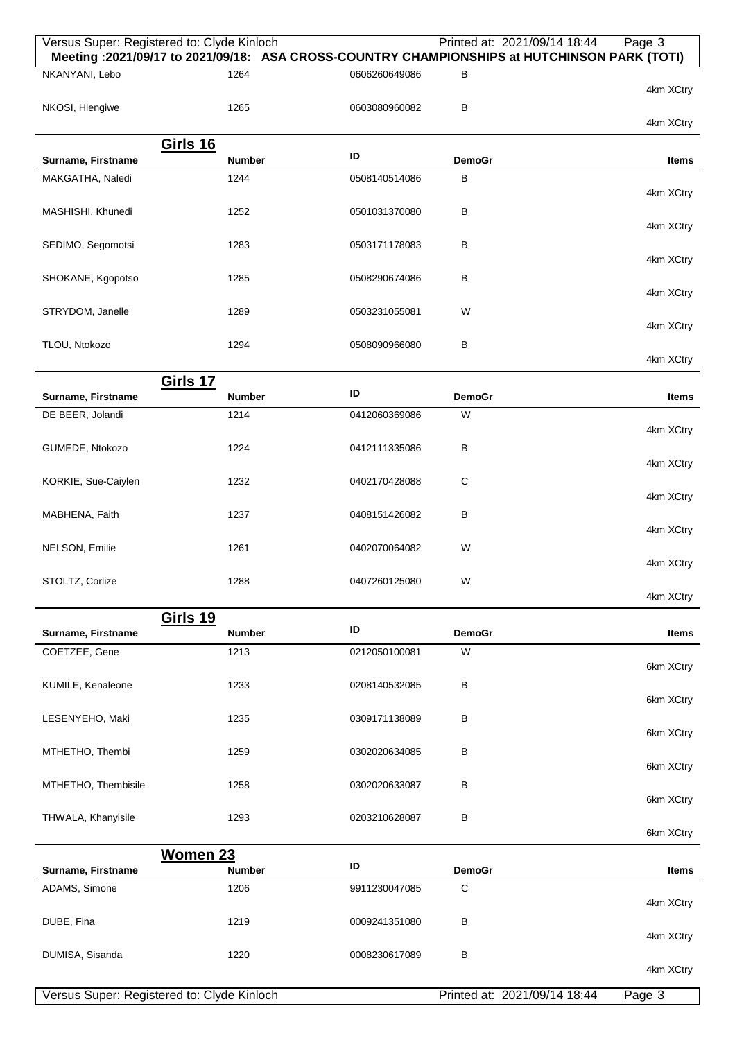| Surname, Firstname | Number | ID | DemoGr | Items |
|---|---|---|---|---|
| NKANYANI, Lebo | 1264 | 0606260649086 | B | 4km XCtry |
| NKOSI, Hlengiwe | 1265 | 0603080960082 | B | 4km XCtry |

## Girls 16

| Surname, Firstname | Number | ID | DemoGr | Items |
|---|---|---|---|---|
| MAKGATHA, Naledi | 1244 | 0508140514086 | B | 4km XCtry |
| MASHISHI, Khunedi | 1252 | 0501031370080 | B | 4km XCtry |
| SEDIMO, Segomotsi | 1283 | 0503171178083 | B | 4km XCtry |
| SHOKANE, Kgopotso | 1285 | 0508290674086 | B | 4km XCtry |
| STRYDOM, Janelle | 1289 | 0503231055081 | W | 4km XCtry |
| TLOU, Ntokozo | 1294 | 0508090966080 | B | 4km XCtry |

## Girls 17

| Surname, Firstname | Number | ID | DemoGr | Items |
|---|---|---|---|---|
| DE BEER, Jolandi | 1214 | 0412060369086 | W | 4km XCtry |
| GUMEDE, Ntokozo | 1224 | 0412111335086 | B | 4km XCtry |
| KORKIE, Sue-Caiylen | 1232 | 0402170428088 | C | 4km XCtry |
| MABHENA, Faith | 1237 | 0408151426082 | B | 4km XCtry |
| NELSON, Emilie | 1261 | 0402070064082 | W | 4km XCtry |
| STOLTZ, Corlize | 1288 | 0407260125080 | W | 4km XCtry |

## Girls 19

| Surname, Firstname | Number | ID | DemoGr | Items |
|---|---|---|---|---|
| COETZEE, Gene | 1213 | 0212050100081 | W | 6km XCtry |
| KUMILE, Kenaleone | 1233 | 0208140532085 | B | 6km XCtry |
| LESENYEHO, Maki | 1235 | 0309171138089 | B | 6km XCtry |
| MTHETHO, Thembi | 1259 | 0302020634085 | B | 6km XCtry |
| MTHETHO, Thembisile | 1258 | 0302020633087 | B | 6km XCtry |
| THWALA, Khanyisile | 1293 | 0203210628087 | B | 6km XCtry |

## Women 23

| Surname, Firstname | Number | ID | DemoGr | Items |
|---|---|---|---|---|
| ADAMS, Simone | 1206 | 9911230047085 | C | 4km XCtry |
| DUBE, Fina | 1219 | 0009241351080 | B | 4km XCtry |
| DUMISA, Sisanda | 1220 | 0008230617089 | B | 4km XCtry |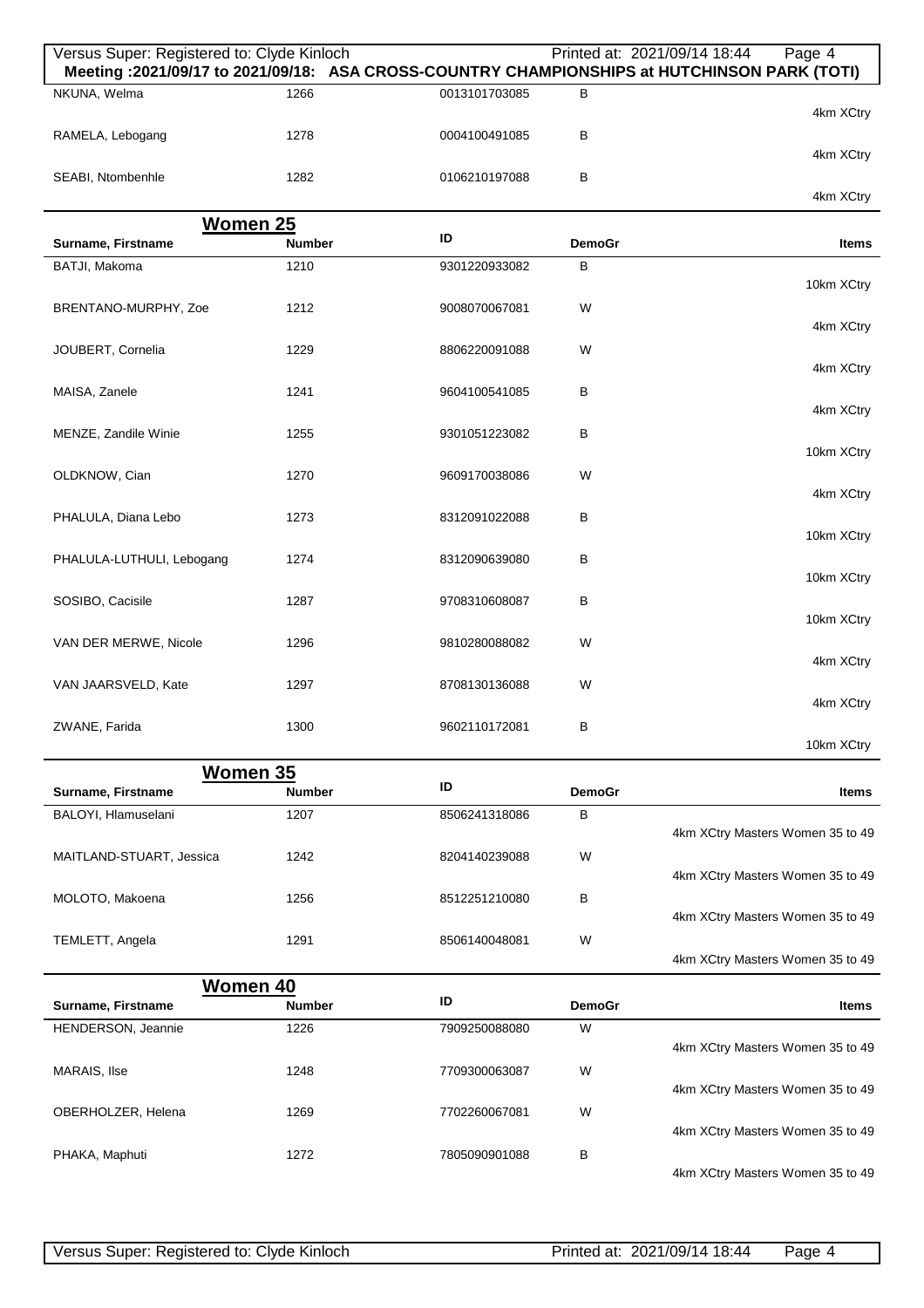Meeting :2021/09/17 to 2021/09/18: ASA CROSS-COUNTRY CHAMPIONSHIPS at HUTCHINSON PARK (TOTI)

| Surname, Firstname | Number | ID | DemoGr | Items |
|---|---|---|---|---|
| NKUNA, Welma | 1266 | 0013101703085 | B | 4km XCtry |
| RAMELA, Lebogang | 1278 | 0004100491085 | B | 4km XCtry |
| SEABI, Ntombenhle | 1282 | 0106210197088 | B | 4km XCtry |

## Women 25

| Surname, Firstname | Number | ID | DemoGr | Items |
|---|---|---|---|---|
| BATJI, Makoma | 1210 | 9301220933082 | B | 10km XCtry |
| BRENTANO-MURPHY, Zoe | 1212 | 9008070067081 | W | 4km XCtry |
| JOUBERT, Cornelia | 1229 | 8806220091088 | W | 4km XCtry |
| MAISA, Zanele | 1241 | 9604100541085 | B | 4km XCtry |
| MENZE, Zandile Winie | 1255 | 9301051223082 | B | 10km XCtry |
| OLDKNOW, Cian | 1270 | 9609170038086 | W | 4km XCtry |
| PHALULA, Diana Lebo | 1273 | 8312091022088 | B | 10km XCtry |
| PHALULA-LUTHULI, Lebogang | 1274 | 8312090639080 | B | 10km XCtry |
| SOSIBO, Cacisile | 1287 | 9708310608087 | B | 10km XCtry |
| VAN DER MERWE, Nicole | 1296 | 9810280088082 | W | 4km XCtry |
| VAN JAARSVELD, Kate | 1297 | 8708130136088 | W | 4km XCtry |
| ZWANE, Farida | 1300 | 9602110172081 | B | 10km XCtry |

## Women 35

| Surname, Firstname | Number | ID | DemoGr | Items |
|---|---|---|---|---|
| BALOYI, Hlamuselani | 1207 | 8506241318086 | B | 4km XCtry Masters Women 35 to 49 |
| MAITLAND-STUART, Jessica | 1242 | 8204140239088 | W | 4km XCtry Masters Women 35 to 49 |
| MOLOTO, Makoena | 1256 | 8512251210080 | B | 4km XCtry Masters Women 35 to 49 |
| TEMLETT, Angela | 1291 | 8506140048081 | W | 4km XCtry Masters Women 35 to 49 |

## Women 40

| Surname, Firstname | Number | ID | DemoGr | Items |
|---|---|---|---|---|
| HENDERSON, Jeannie | 1226 | 7909250088080 | W | 4km XCtry Masters Women 35 to 49 |
| MARAIS, Ilse | 1248 | 7709300063087 | W | 4km XCtry Masters Women 35 to 49 |
| OBERHOLZER, Helena | 1269 | 7702260067081 | W | 4km XCtry Masters Women 35 to 49 |
| PHAKA, Maphuti | 1272 | 7805090901088 | B | 4km XCtry Masters Women 35 to 49 |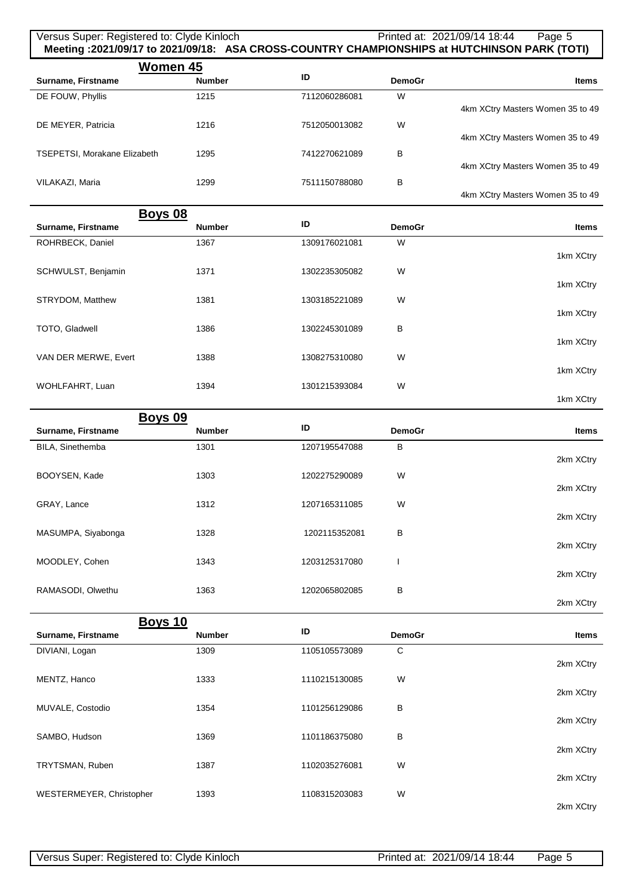## Women 45

| Surname, Firstname | Number | ID | DemoGr | Items |
|---|---|---|---|---|
| DE FOUW, Phyllis | 1215 | 7112060286081 | W | 4km XCtry Masters Women 35 to 49 |
| DE MEYER, Patricia | 1216 | 7512050013082 | W | 4km XCtry Masters Women 35 to 49 |
| TSEPETSI, Morakane Elizabeth | 1295 | 7412270621089 | B | 4km XCtry Masters Women 35 to 49 |
| VILAKAZI, Maria | 1299 | 7511150788080 | B | 4km XCtry Masters Women 35 to 49 |

## Boys 08

| Surname, Firstname | Number | ID | DemoGr | Items |
|---|---|---|---|---|
| ROHRBECK, Daniel | 1367 | 1309176021081 | W | 1km XCtry |
| SCHWULST, Benjamin | 1371 | 1302235305082 | W | 1km XCtry |
| STRYDOM, Matthew | 1381 | 1303185221089 | W | 1km XCtry |
| TOTO, Gladwell | 1386 | 1302245301089 | B | 1km XCtry |
| VAN DER MERWE, Evert | 1388 | 1308275310080 | W | 1km XCtry |
| WOHLFAHRT, Luan | 1394 | 1301215393084 | W | 1km XCtry |

## Boys 09

| Surname, Firstname | Number | ID | DemoGr | Items |
|---|---|---|---|---|
| BILA, Sinethemba | 1301 | 1207195547088 | B | 2km XCtry |
| BOOYSEN, Kade | 1303 | 1202275290089 | W | 2km XCtry |
| GRAY, Lance | 1312 | 1207165311085 | W | 2km XCtry |
| MASUMPA, Siyabonga | 1328 | 1202115352081 | B | 2km XCtry |
| MOODLEY, Cohen | 1343 | 1203125317080 | I | 2km XCtry |
| RAMASODI, Olwethu | 1363 | 1202065802085 | B | 2km XCtry |

## Boys 10

| Surname, Firstname | Number | ID | DemoGr | Items |
|---|---|---|---|---|
| DIVIANI, Logan | 1309 | 1105105573089 | C | 2km XCtry |
| MENTZ, Hanco | 1333 | 1110215130085 | W | 2km XCtry |
| MUVALE, Costodio | 1354 | 1101256129086 | B | 2km XCtry |
| SAMBO, Hudson | 1369 | 1101186375080 | B | 2km XCtry |
| TRYTSMAN, Ruben | 1387 | 1102035276081 | W | 2km XCtry |
| WESTERMEYER, Christopher | 1393 | 1108315203083 | W | 2km XCtry |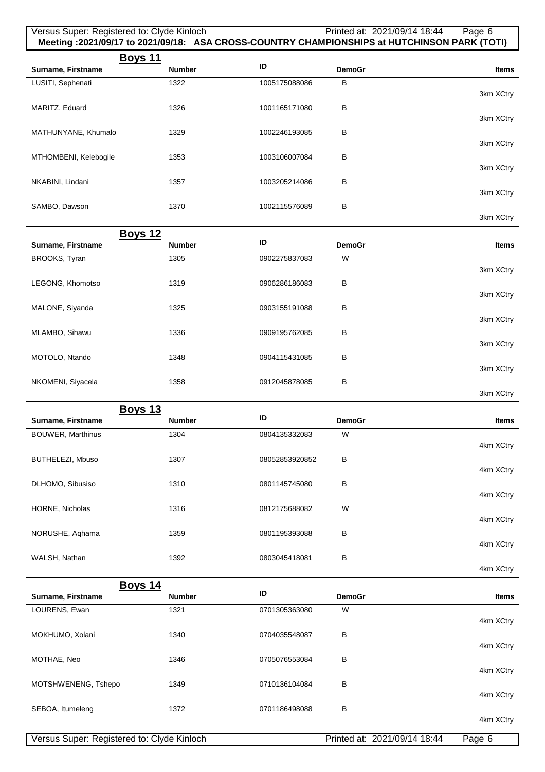**Meeting :2021/09/17 to 2021/09/18: ASA CROSS-COUNTRY CHAMPIONSHIPS at HUTCHINSON PARK (TOTI)**

## Boys 11

| Surname, Firstname | Number | ID | DemoGr | Items |
|---|---|---|---|---|
| LUSITI, Sephenati | 1322 | 1005175088086 | B | 3km XCtry |
| MARITZ, Eduard | 1326 | 1001165171080 | B | 3km XCtry |
| MATHUNYANE, Khumalo | 1329 | 1002246193085 | B | 3km XCtry |
| MTHOMBENI, Kelebogile | 1353 | 1003106007084 | B | 3km XCtry |
| NKABINI, Lindani | 1357 | 1003205214086 | B | 3km XCtry |
| SAMBO, Dawson | 1370 | 1002115576089 | B | 3km XCtry |

## Boys 12

| Surname, Firstname | Number | ID | DemoGr | Items |
|---|---|---|---|---|
| BROOKS, Tyran | 1305 | 0902275837083 | W | 3km XCtry |
| LEGONG, Khomotso | 1319 | 0906286186083 | B | 3km XCtry |
| MALONE, Siyanda | 1325 | 0903155191088 | B | 3km XCtry |
| MLAMBO, Sihawu | 1336 | 0909195762085 | B | 3km XCtry |
| MOTOLO, Ntando | 1348 | 0904115431085 | B | 3km XCtry |
| NKOMENI, Siyacela | 1358 | 0912045878085 | B | 3km XCtry |

## Boys 13

| Surname, Firstname | Number | ID | DemoGr | Items |
|---|---|---|---|---|
| BOUWER, Marthinus | 1304 | 0804135332083 | W | 4km XCtry |
| BUTHELEZI, Mbuso | 1307 | 08052853920852 | B | 4km XCtry |
| DLHOMO, Sibusiso | 1310 | 0801145745080 | B | 4km XCtry |
| HORNE, Nicholas | 1316 | 0812175688082 | W | 4km XCtry |
| NORUSHE, Aqhama | 1359 | 0801195393088 | B | 4km XCtry |
| WALSH, Nathan | 1392 | 0803045418081 | B | 4km XCtry |

## Boys 14

| Surname, Firstname | Number | ID | DemoGr | Items |
|---|---|---|---|---|
| LOURENS, Ewan | 1321 | 0701305363080 | W | 4km XCtry |
| MOKHUMO, Xolani | 1340 | 0704035548087 | B | 4km XCtry |
| MOTHAE, Neo | 1346 | 0705076553084 | B | 4km XCtry |
| MOTSHWENENG, Tshepo | 1349 | 0710136104084 | B | 4km XCtry |
| SEBOA, Itumeleng | 1372 | 0701186498088 | B | 4km XCtry |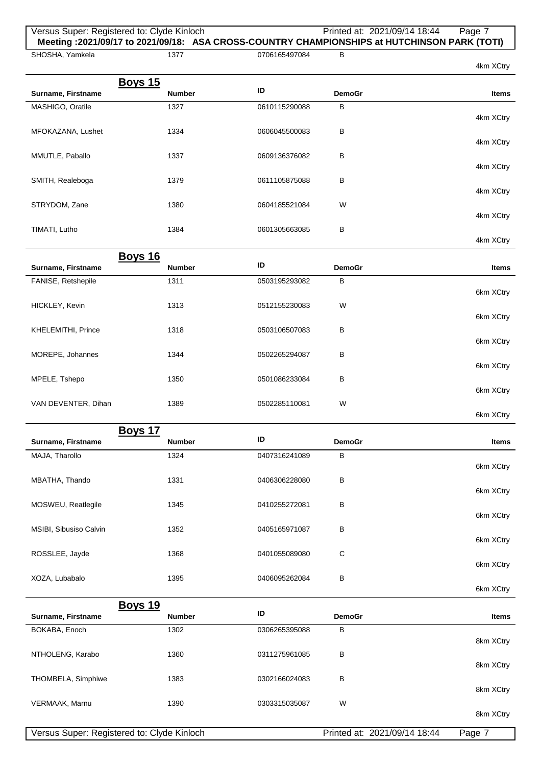| Surname, Firstname | Number | ID | DemoGr | Items |
|---|---|---|---|---|
| SHOSHA, Yamkela | 1377 | 0706165497084 | B | 4km XCtry |

## Boys 15

| Surname, Firstname | Number | ID | DemoGr | Items |
|---|---|---|---|---|
| MASHIGO, Oratile | 1327 | 0610115290088 | B | 4km XCtry |
| MFOKAZANA, Lushet | 1334 | 0606045500083 | B | 4km XCtry |
| MMUTLE, Paballo | 1337 | 0609136376082 | B | 4km XCtry |
| SMITH, Realeboga | 1379 | 0611105875088 | B | 4km XCtry |
| STRYDOM, Zane | 1380 | 0604185521084 | W | 4km XCtry |
| TIMATI, Lutho | 1384 | 0601305663085 | B | 4km XCtry |

## Boys 16

| Surname, Firstname | Number | ID | DemoGr | Items |
|---|---|---|---|---|
| FANISE, Retshepile | 1311 | 0503195293082 | B | 6km XCtry |
| HICKLEY, Kevin | 1313 | 0512155230083 | W | 6km XCtry |
| KHELEMITHI, Prince | 1318 | 0503106507083 | B | 6km XCtry |
| MOREPE, Johannes | 1344 | 0502265294087 | B | 6km XCtry |
| MPELE, Tshepo | 1350 | 0501086233084 | B | 6km XCtry |
| VAN DEVENTER, Dihan | 1389 | 0502285110081 | W | 6km XCtry |

## Boys 17

| Surname, Firstname | Number | ID | DemoGr | Items |
|---|---|---|---|---|
| MAJA, Tharollo | 1324 | 0407316241089 | B | 6km XCtry |
| MBATHA, Thando | 1331 | 0406306228080 | B | 6km XCtry |
| MOSWEU, Reatlegile | 1345 | 0410255272081 | B | 6km XCtry |
| MSIBI, Sibusiso Calvin | 1352 | 0405165971087 | B | 6km XCtry |
| ROSSLEE, Jayde | 1368 | 0401055089080 | C | 6km XCtry |
| XOZA, Lubabalo | 1395 | 0406095262084 | B | 6km XCtry |

## Boys 19

| Surname, Firstname | Number | ID | DemoGr | Items |
|---|---|---|---|---|
| BOKABA, Enoch | 1302 | 0306265395088 | B | 8km XCtry |
| NTHOLENG, Karabo | 1360 | 0311275961085 | B | 8km XCtry |
| THOMBELA, Simphiwe | 1383 | 0302166024083 | B | 8km XCtry |
| VERMAAK, Marnu | 1390 | 0303315035087 | W | 8km XCtry |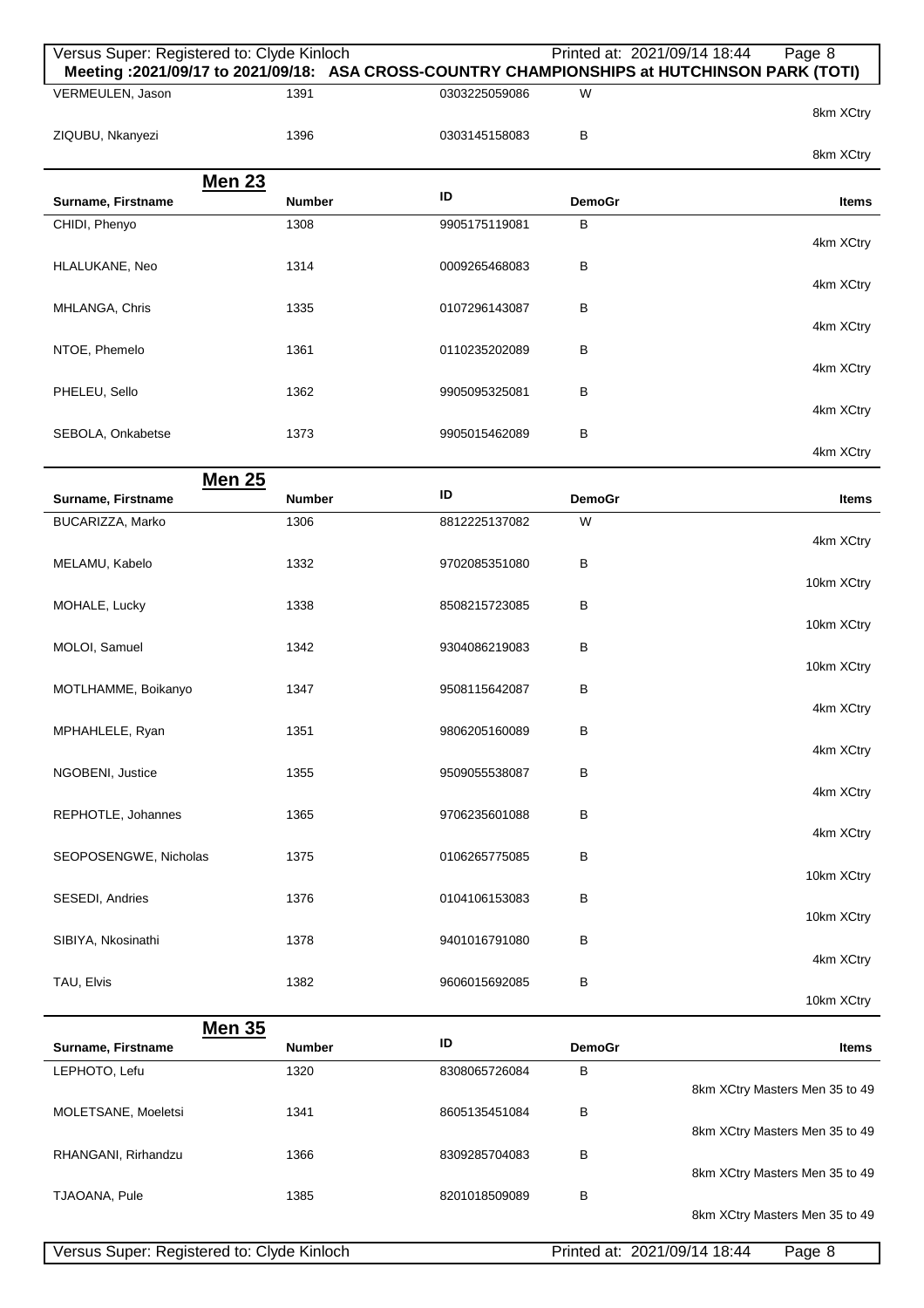Meeting :2021/09/17 to 2021/09/18: ASA CROSS-COUNTRY CHAMPIONSHIPS at HUTCHINSON PARK (TOTI)

| Surname, Firstname | Number | ID | DemoGr | Items |
|---|---|---|---|---|
| VERMEULEN, Jason | 1391 | 0303225059086 | W | 8km XCtry |
| ZIQUBU, Nkanyezi | 1396 | 0303145158083 | B | 8km XCtry |

## Men 23

| Surname, Firstname | Number | ID | DemoGr | Items |
|---|---|---|---|---|
| CHIDI, Phenyo | 1308 | 9905175119081 | B | 4km XCtry |
| HLALUKANE, Neo | 1314 | 0009265468083 | B | 4km XCtry |
| MHLANGA, Chris | 1335 | 0107296143087 | B | 4km XCtry |
| NTOE, Phemelo | 1361 | 0110235202089 | B | 4km XCtry |
| PHELEU, Sello | 1362 | 9905095325081 | B | 4km XCtry |
| SEBOLA, Onkabetse | 1373 | 9905015462089 | B | 4km XCtry |

## Men 25

| Surname, Firstname | Number | ID | DemoGr | Items |
|---|---|---|---|---|
| BUCARIZZA, Marko | 1306 | 8812225137082 | W | 4km XCtry |
| MELAMU, Kabelo | 1332 | 9702085351080 | B | 10km XCtry |
| MOHALE, Lucky | 1338 | 8508215723085 | B | 10km XCtry |
| MOLOI, Samuel | 1342 | 9304086219083 | B | 10km XCtry |
| MOTLHAMME, Boikanyo | 1347 | 9508115642087 | B | 4km XCtry |
| MPHAHLELE, Ryan | 1351 | 9806205160089 | B | 4km XCtry |
| NGOBENI, Justice | 1355 | 9509055538087 | B | 4km XCtry |
| REPHOTLE, Johannes | 1365 | 9706235601088 | B | 4km XCtry |
| SEOPOSENGWE, Nicholas | 1375 | 0106265775085 | B | 10km XCtry |
| SESEDI, Andries | 1376 | 0104106153083 | B | 10km XCtry |
| SIBIYA, Nkosinathi | 1378 | 9401016791080 | B | 4km XCtry |
| TAU, Elvis | 1382 | 9606015692085 | B | 10km XCtry |

## Men 35

| Surname, Firstname | Number | ID | DemoGr | Items |
|---|---|---|---|---|
| LEPHOTO, Lefu | 1320 | 8308065726084 | B | 8km XCtry Masters Men 35 to 49 |
| MOLETSANE, Moeletsi | 1341 | 8605135451084 | B | 8km XCtry Masters Men 35 to 49 |
| RHANGANI, Rirhandzu | 1366 | 8309285704083 | B | 8km XCtry Masters Men 35 to 49 |
| TJAOANA, Pule | 1385 | 8201018509089 | B | 8km XCtry Masters Men 35 to 49 |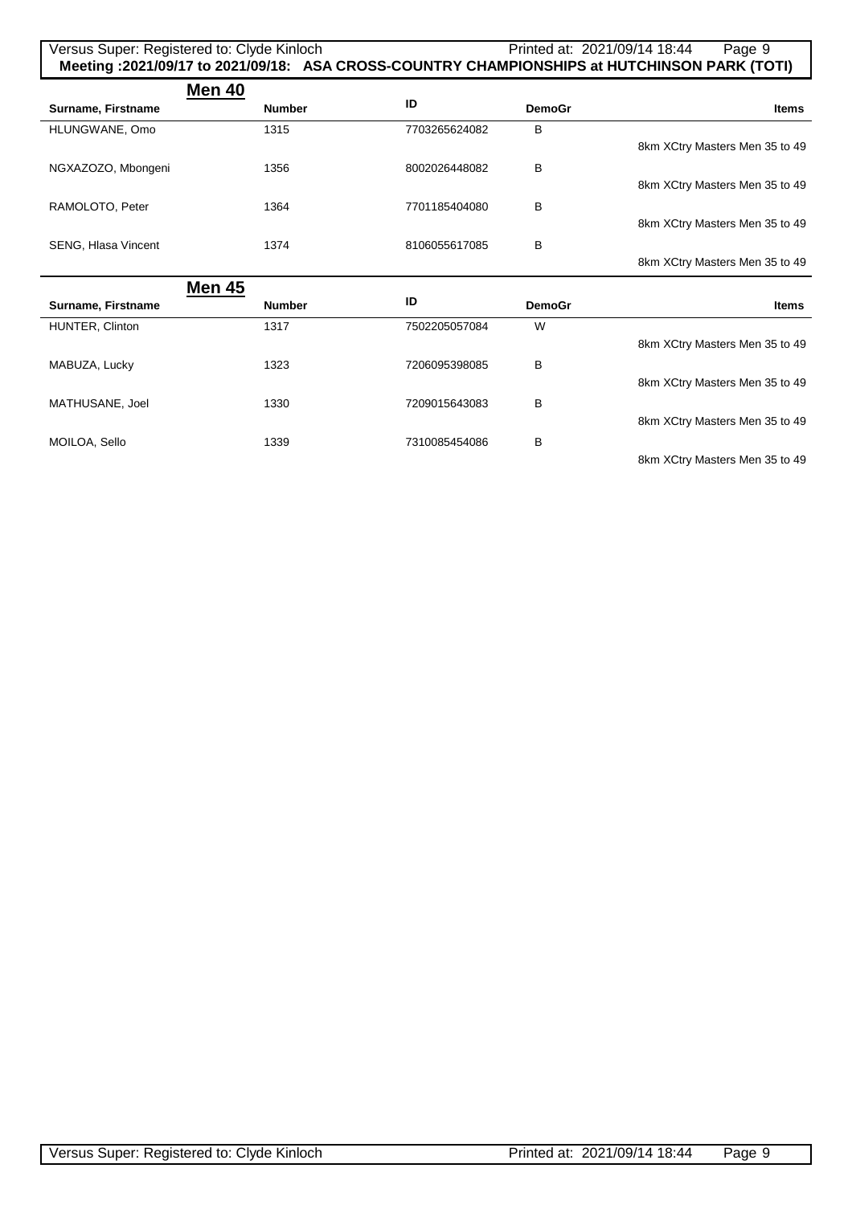**Meeting :2021/09/17 to 2021/09/18: ASA CROSS-COUNTRY CHAMPIONSHIPS at HUTCHINSON PARK (TOTI)**

## Men 40

| Surname, Firstname | Number | ID | DemoGr | Items |
|---|---|---|---|---|
| HLUNGWANE, Omo | 1315 | 7703265624082 | B | 8km XCtry Masters Men 35 to 49 |
| NGXAZOZO, Mbongeni | 1356 | 8002026448082 | B | 8km XCtry Masters Men 35 to 49 |
| RAMOLOTO, Peter | 1364 | 7701185404080 | B | 8km XCtry Masters Men 35 to 49 |
| SENG, Hlasa Vincent | 1374 | 8106055617085 | B | 8km XCtry Masters Men 35 to 49 |

## Men 45

| Surname, Firstname | Number | ID | DemoGr | Items |
|---|---|---|---|---|
| HUNTER, Clinton | 1317 | 7502205057084 | W | 8km XCtry Masters Men 35 to 49 |
| MABUZA, Lucky | 1323 | 7206095398085 | B | 8km XCtry Masters Men 35 to 49 |
| MATHUSANE, Joel | 1330 | 7209015643083 | B | 8km XCtry Masters Men 35 to 49 |
| MOILOA, Sello | 1339 | 7310085454086 | B | 8km XCtry Masters Men 35 to 49 |